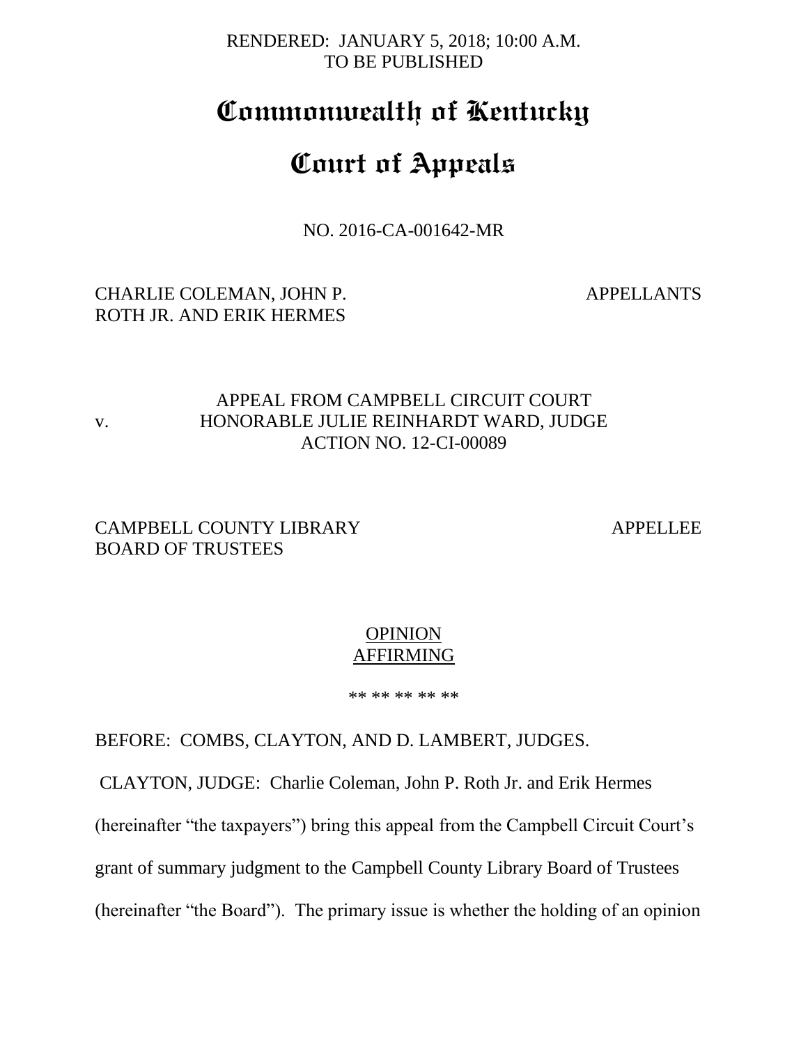RENDERED: JANUARY 5, 2018; 10:00 A.M.
TO BE PUBLISHED

# Commonwealth of Kentucky

# Court of Appeals

NO. 2016-CA-001642-MR

CHARLIE COLEMAN, JOHN P. ROTH JR. AND ERIK HERMES — APPELLANTS

v.

APPEAL FROM CAMPBELL CIRCUIT COURT
HONORABLE JULIE REINHARDT WARD, JUDGE
ACTION NO. 12-CI-00089

CAMPBELL COUNTY LIBRARY BOARD OF TRUSTEES — APPELLEE

OPINION
AFFIRMING

** ** ** ** **

BEFORE: COMBS, CLAYTON, AND D. LAMBERT, JUDGES.

CLAYTON, JUDGE: Charlie Coleman, John P. Roth Jr. and Erik Hermes (hereinafter "the taxpayers") bring this appeal from the Campbell Circuit Court's grant of summary judgment to the Campbell County Library Board of Trustees (hereinafter "the Board"). The primary issue is whether the holding of an opinion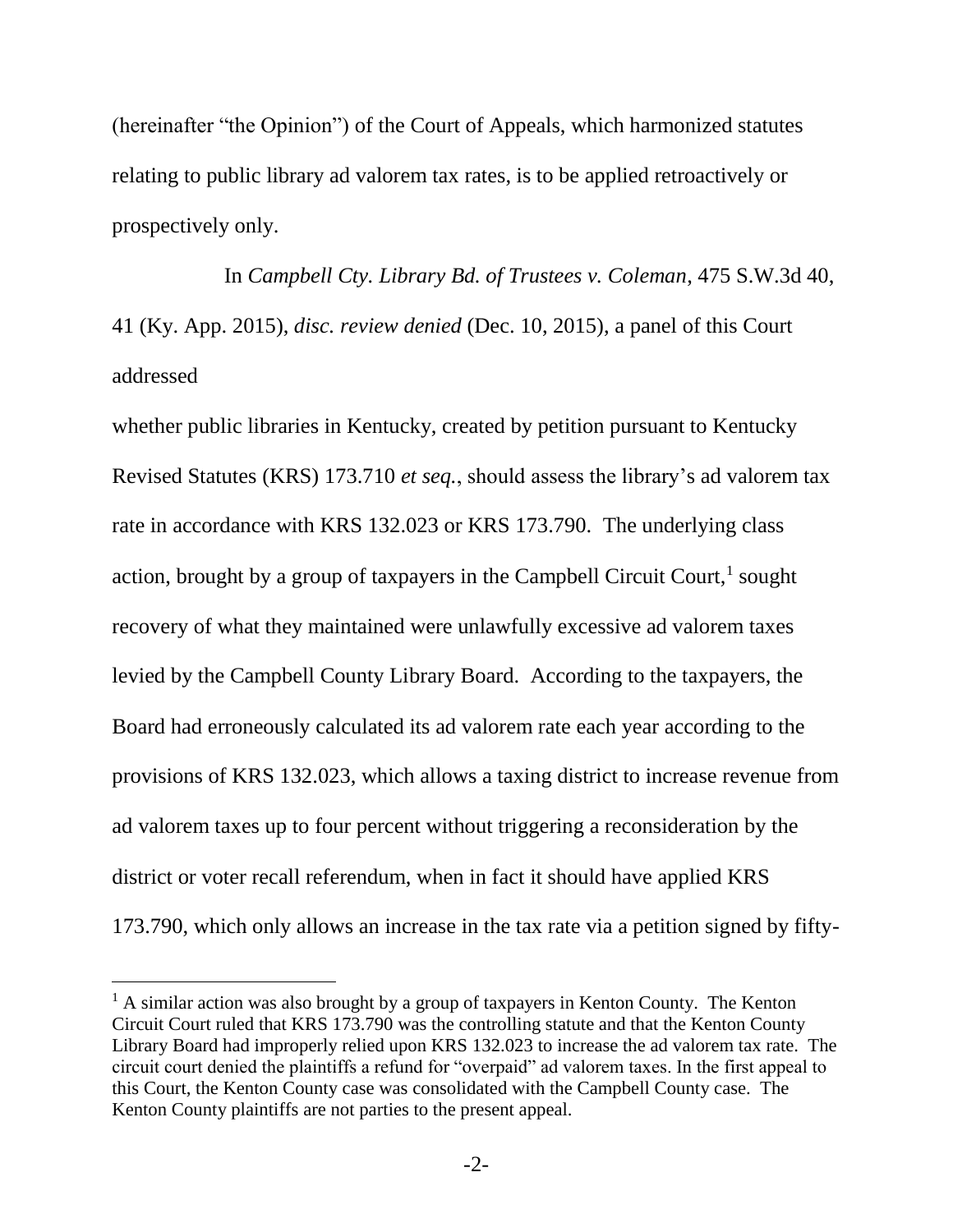(hereinafter "the Opinion") of the Court of Appeals, which harmonized statutes relating to public library ad valorem tax rates, is to be applied retroactively or prospectively only.

In *Campbell Cty. Library Bd. of Trustees v. Coleman*, 475 S.W.3d 40, 41 (Ky. App. 2015), *disc. review denied* (Dec. 10, 2015), a panel of this Court addressed

whether public libraries in Kentucky, created by petition pursuant to Kentucky Revised Statutes (KRS) 173.710 *et seq.*, should assess the library's ad valorem tax rate in accordance with KRS 132.023 or KRS 173.790. The underlying class action, brought by a group of taxpayers in the Campbell Circuit Court,[1] sought recovery of what they maintained were unlawfully excessive ad valorem taxes levied by the Campbell County Library Board. According to the taxpayers, the Board had erroneously calculated its ad valorem rate each year according to the provisions of KRS 132.023, which allows a taxing district to increase revenue from ad valorem taxes up to four percent without triggering a reconsideration by the district or voter recall referendum, when in fact it should have applied KRS 173.790, which only allows an increase in the tax rate via a petition signed by fifty-

[1] A similar action was also brought by a group of taxpayers in Kenton County. The Kenton Circuit Court ruled that KRS 173.790 was the controlling statute and that the Kenton County Library Board had improperly relied upon KRS 132.023 to increase the ad valorem tax rate. The circuit court denied the plaintiffs a refund for "overpaid" ad valorem taxes. In the first appeal to this Court, the Kenton County case was consolidated with the Campbell County case. The Kenton County plaintiffs are not parties to the present appeal.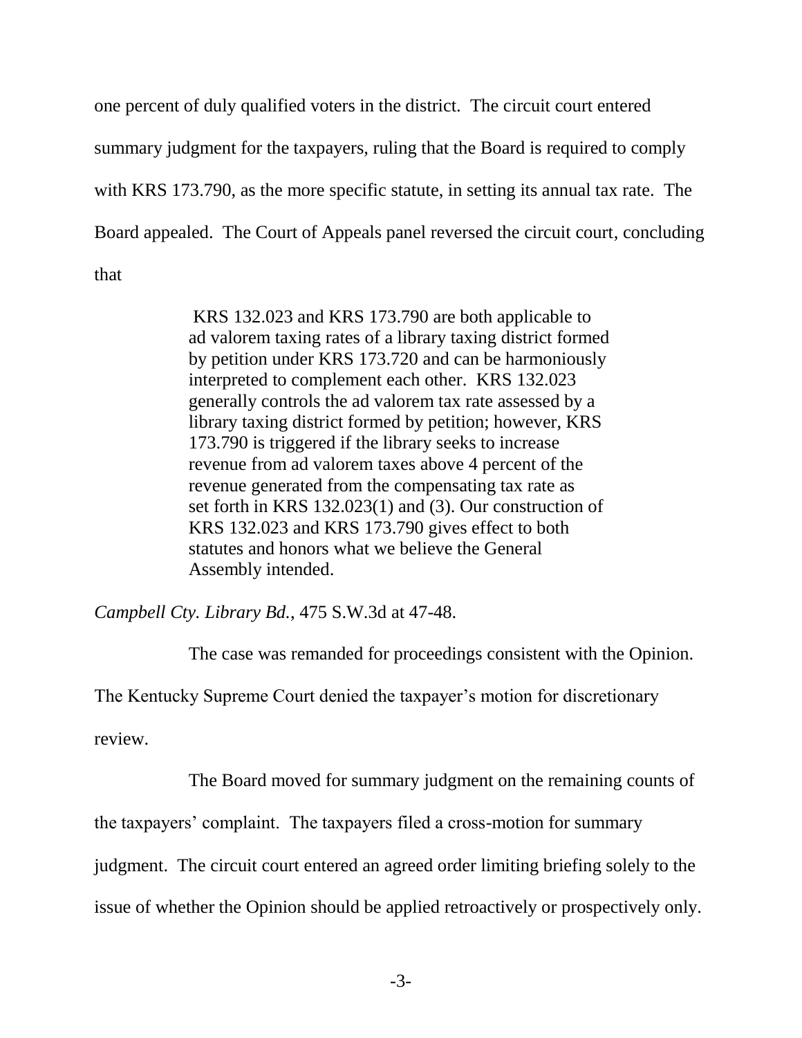one percent of duly qualified voters in the district. The circuit court entered summary judgment for the taxpayers, ruling that the Board is required to comply with KRS 173.790, as the more specific statute, in setting its annual tax rate. The Board appealed. The Court of Appeals panel reversed the circuit court, concluding that

> KRS 132.023 and KRS 173.790 are both applicable to ad valorem taxing rates of a library taxing district formed by petition under KRS 173.720 and can be harmoniously interpreted to complement each other. KRS 132.023 generally controls the ad valorem tax rate assessed by a library taxing district formed by petition; however, KRS 173.790 is triggered if the library seeks to increase revenue from ad valorem taxes above 4 percent of the revenue generated from the compensating tax rate as set forth in KRS 132.023(1) and (3). Our construction of KRS 132.023 and KRS 173.790 gives effect to both statutes and honors what we believe the General Assembly intended.

*Campbell Cty. Library Bd.*, 475 S.W.3d at 47-48.

The case was remanded for proceedings consistent with the Opinion. The Kentucky Supreme Court denied the taxpayer's motion for discretionary review.

The Board moved for summary judgment on the remaining counts of the taxpayers' complaint. The taxpayers filed a cross-motion for summary judgment. The circuit court entered an agreed order limiting briefing solely to the issue of whether the Opinion should be applied retroactively or prospectively only.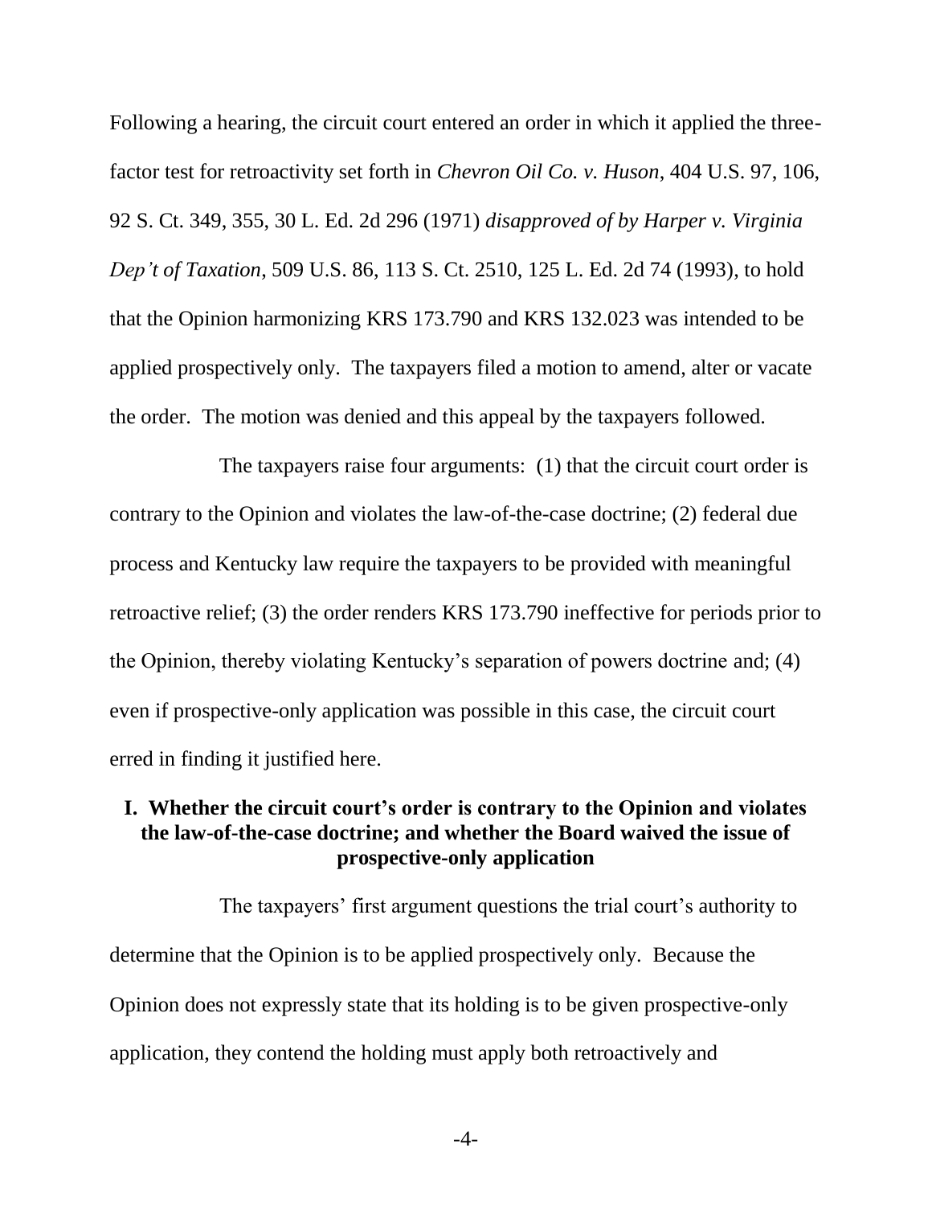Following a hearing, the circuit court entered an order in which it applied the three-factor test for retroactivity set forth in *Chevron Oil Co. v. Huson*, 404 U.S. 97, 106, 92 S. Ct. 349, 355, 30 L. Ed. 2d 296 (1971) *disapproved of by Harper v. Virginia Dep't of Taxation*, 509 U.S. 86, 113 S. Ct. 2510, 125 L. Ed. 2d 74 (1993), to hold that the Opinion harmonizing KRS 173.790 and KRS 132.023 was intended to be applied prospectively only. The taxpayers filed a motion to amend, alter or vacate the order. The motion was denied and this appeal by the taxpayers followed.

The taxpayers raise four arguments: (1) that the circuit court order is contrary to the Opinion and violates the law-of-the-case doctrine; (2) federal due process and Kentucky law require the taxpayers to be provided with meaningful retroactive relief; (3) the order renders KRS 173.790 ineffective for periods prior to the Opinion, thereby violating Kentucky's separation of powers doctrine and; (4) even if prospective-only application was possible in this case, the circuit court erred in finding it justified here.

### I. Whether the circuit court's order is contrary to the Opinion and violates the law-of-the-case doctrine; and whether the Board waived the issue of prospective-only application

The taxpayers' first argument questions the trial court's authority to determine that the Opinion is to be applied prospectively only. Because the Opinion does not expressly state that its holding is to be given prospective-only application, they contend the holding must apply both retroactively and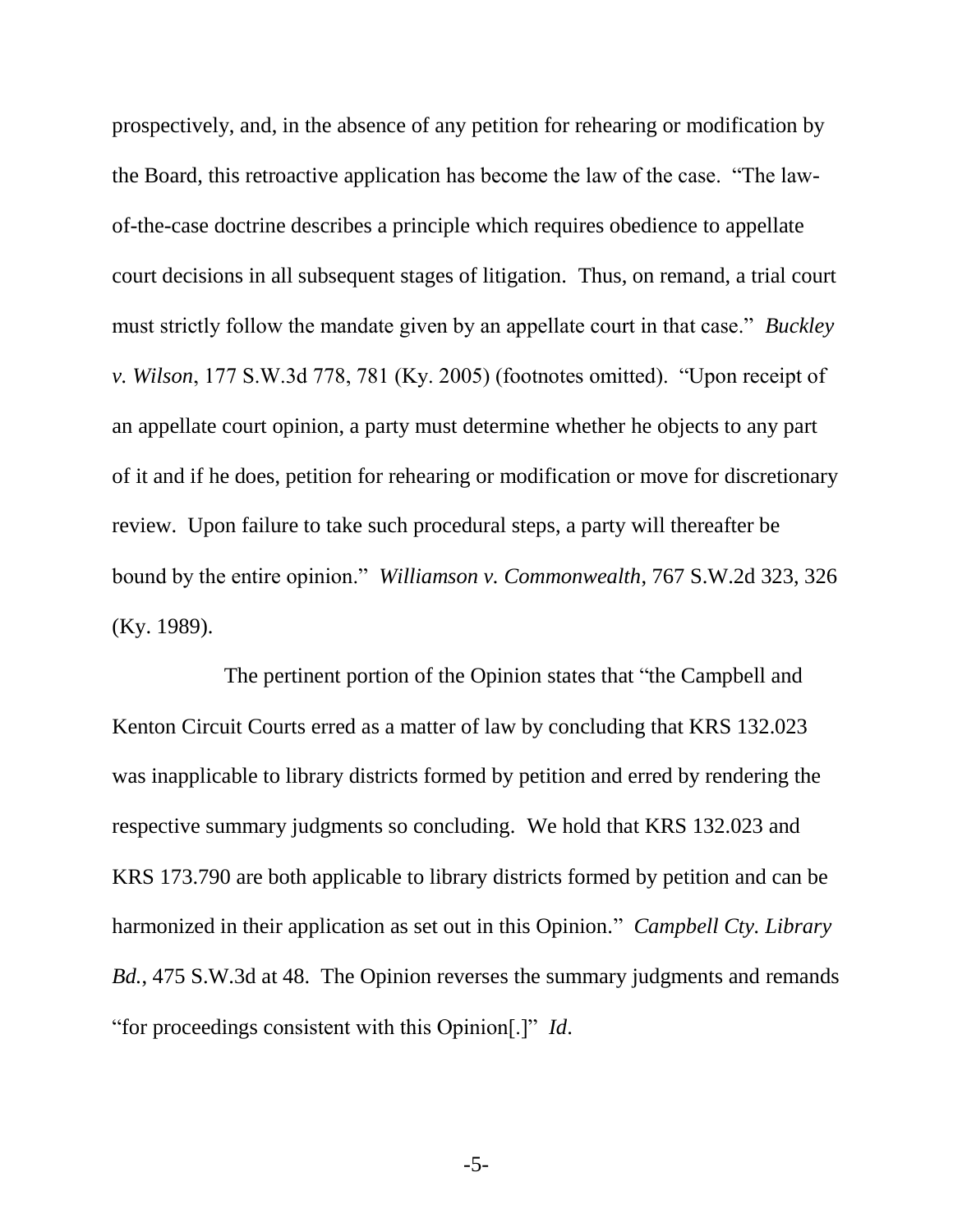prospectively, and, in the absence of any petition for rehearing or modification by the Board, this retroactive application has become the law of the case. "The law-of-the-case doctrine describes a principle which requires obedience to appellate court decisions in all subsequent stages of litigation. Thus, on remand, a trial court must strictly follow the mandate given by an appellate court in that case." *Buckley v. Wilson*, 177 S.W.3d 778, 781 (Ky. 2005) (footnotes omitted). "Upon receipt of an appellate court opinion, a party must determine whether he objects to any part of it and if he does, petition for rehearing or modification or move for discretionary review. Upon failure to take such procedural steps, a party will thereafter be bound by the entire opinion." *Williamson v. Commonwealth*, 767 S.W.2d 323, 326 (Ky. 1989).

The pertinent portion of the Opinion states that "the Campbell and Kenton Circuit Courts erred as a matter of law by concluding that KRS 132.023 was inapplicable to library districts formed by petition and erred by rendering the respective summary judgments so concluding. We hold that KRS 132.023 and KRS 173.790 are both applicable to library districts formed by petition and can be harmonized in their application as set out in this Opinion." *Campbell Cty. Library Bd.*, 475 S.W.3d at 48. The Opinion reverses the summary judgments and remands "for proceedings consistent with this Opinion[.]" *Id*.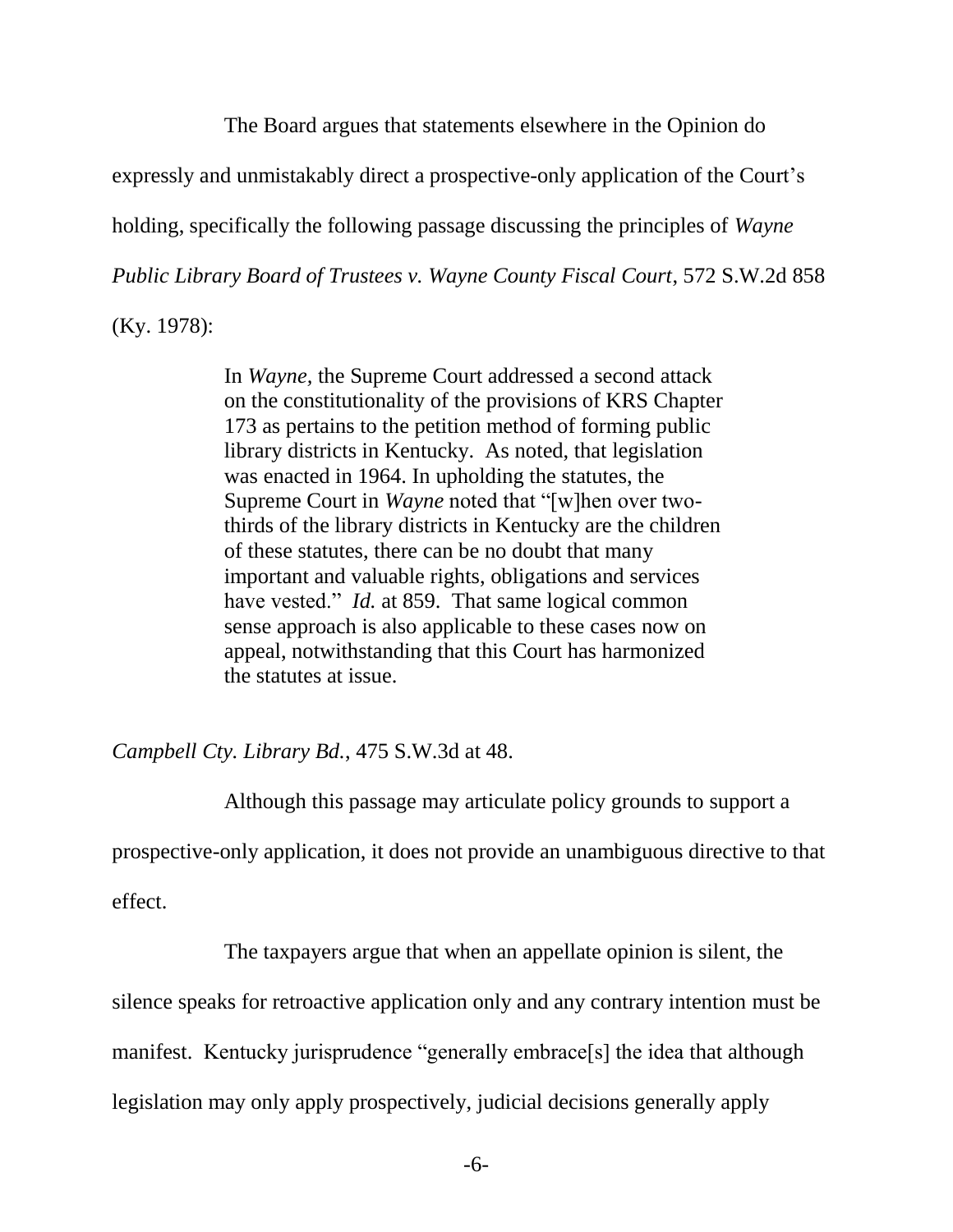The Board argues that statements elsewhere in the Opinion do expressly and unmistakably direct a prospective-only application of the Court's holding, specifically the following passage discussing the principles of *Wayne Public Library Board of Trustees v. Wayne County Fiscal Court*, 572 S.W.2d 858 (Ky. 1978):

> In *Wayne*, the Supreme Court addressed a second attack on the constitutionality of the provisions of KRS Chapter 173 as pertains to the petition method of forming public library districts in Kentucky. As noted, that legislation was enacted in 1964. In upholding the statutes, the Supreme Court in *Wayne* noted that "[w]hen over two-thirds of the library districts in Kentucky are the children of these statutes, there can be no doubt that many important and valuable rights, obligations and services have vested." *Id.* at 859. That same logical common sense approach is also applicable to these cases now on appeal, notwithstanding that this Court has harmonized the statutes at issue.

*Campbell Cty. Library Bd.*, 475 S.W.3d at 48.

Although this passage may articulate policy grounds to support a prospective-only application, it does not provide an unambiguous directive to that effect.

The taxpayers argue that when an appellate opinion is silent, the silence speaks for retroactive application only and any contrary intention must be manifest. Kentucky jurisprudence "generally embrace[s] the idea that although legislation may only apply prospectively, judicial decisions generally apply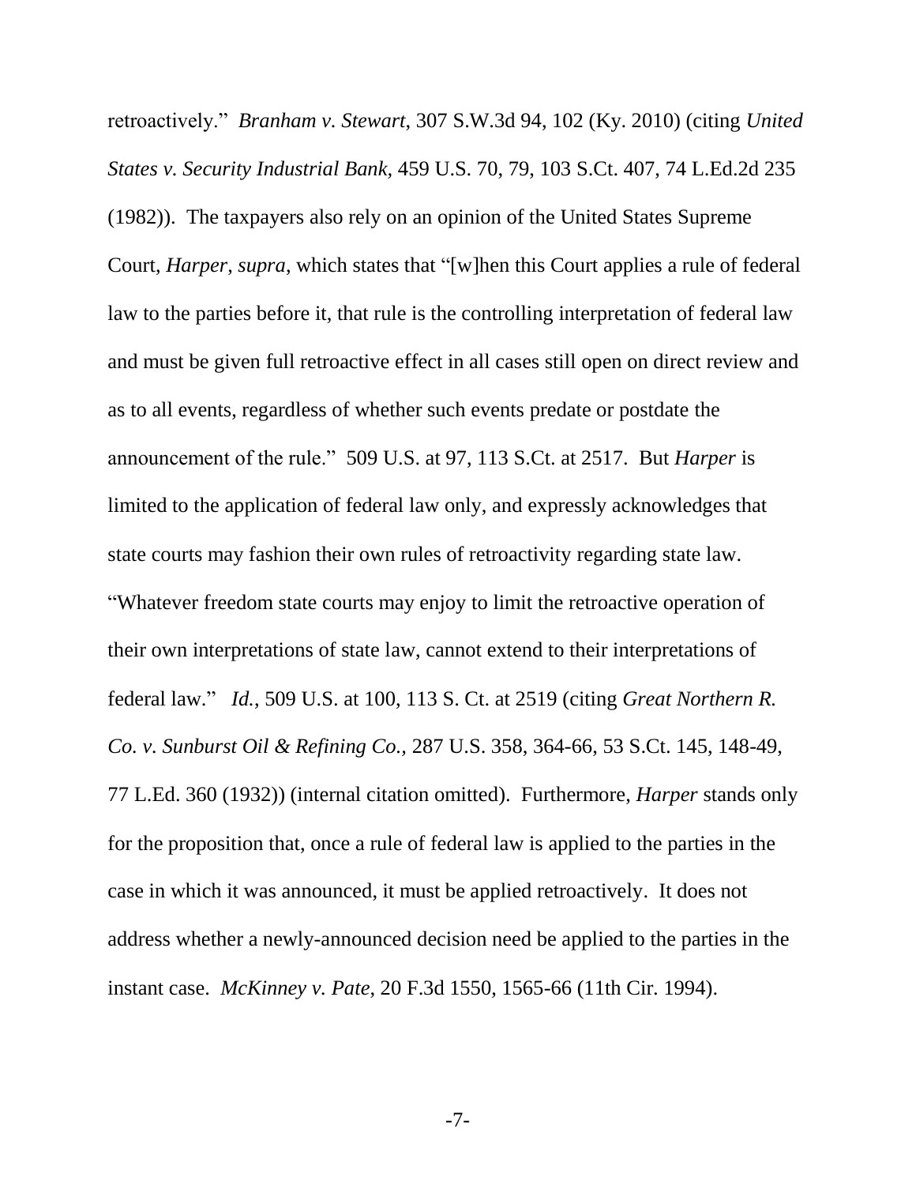retroactively." *Branham v. Stewart*, 307 S.W.3d 94, 102 (Ky. 2010) (citing *United States v. Security Industrial Bank*, 459 U.S. 70, 79, 103 S.Ct. 407, 74 L.Ed.2d 235 (1982)). The taxpayers also rely on an opinion of the United States Supreme Court, *Harper*, *supra*, which states that "[w]hen this Court applies a rule of federal law to the parties before it, that rule is the controlling interpretation of federal law and must be given full retroactive effect in all cases still open on direct review and as to all events, regardless of whether such events predate or postdate the announcement of the rule." 509 U.S. at 97, 113 S.Ct. at 2517. But *Harper* is limited to the application of federal law only, and expressly acknowledges that state courts may fashion their own rules of retroactivity regarding state law. "Whatever freedom state courts may enjoy to limit the retroactive operation of their own interpretations of state law, cannot extend to their interpretations of federal law." *Id.*, 509 U.S. at 100, 113 S. Ct. at 2519 (citing *Great Northern R. Co. v. Sunburst Oil & Refining Co.,* 287 U.S. 358, 364-66, 53 S.Ct. 145, 148-49, 77 L.Ed. 360 (1932)) (internal citation omitted). Furthermore, *Harper* stands only for the proposition that, once a rule of federal law is applied to the parties in the case in which it was announced, it must be applied retroactively. It does not address whether a newly-announced decision need be applied to the parties in the instant case. *McKinney v. Pate*, 20 F.3d 1550, 1565-66 (11th Cir. 1994).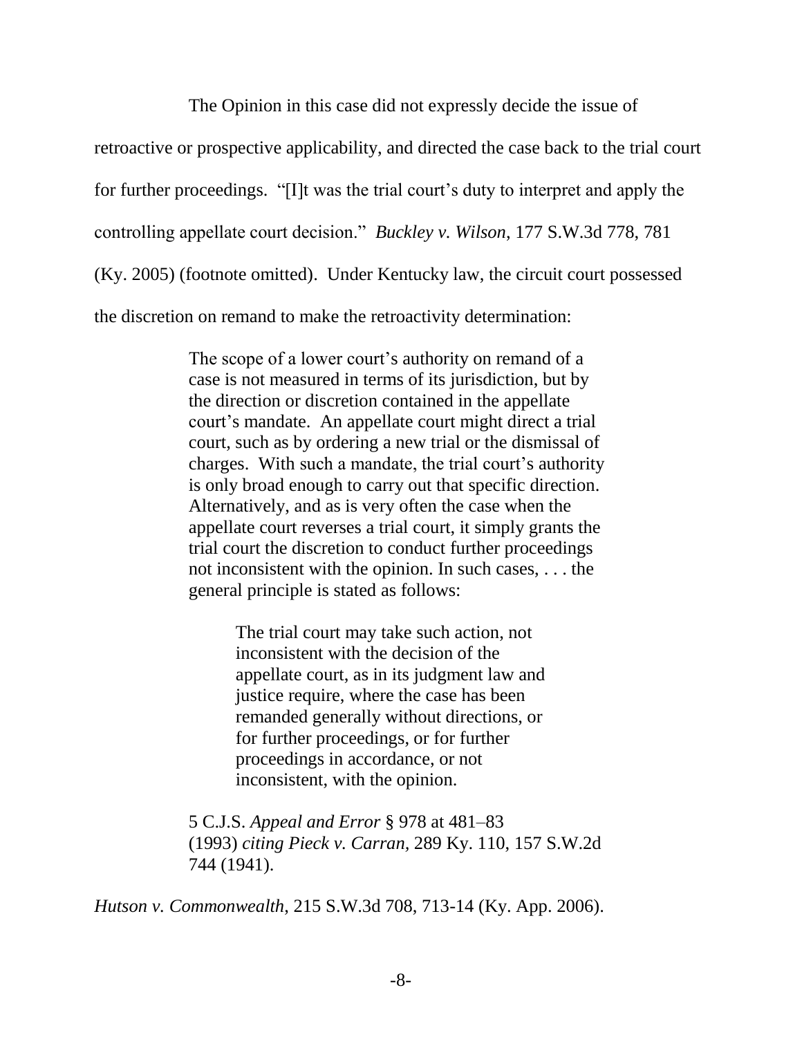The Opinion in this case did not expressly decide the issue of retroactive or prospective applicability, and directed the case back to the trial court for further proceedings. "[I]t was the trial court's duty to interpret and apply the controlling appellate court decision." *Buckley v. Wilson*, 177 S.W.3d 778, 781 (Ky. 2005) (footnote omitted). Under Kentucky law, the circuit court possessed the discretion on remand to make the retroactivity determination:

> The scope of a lower court's authority on remand of a case is not measured in terms of its jurisdiction, but by the direction or discretion contained in the appellate court's mandate. An appellate court might direct a trial court, such as by ordering a new trial or the dismissal of charges. With such a mandate, the trial court's authority is only broad enough to carry out that specific direction. Alternatively, and as is very often the case when the appellate court reverses a trial court, it simply grants the trial court the discretion to conduct further proceedings not inconsistent with the opinion. In such cases, . . . the general principle is stated as follows:
>
> > The trial court may take such action, not inconsistent with the decision of the appellate court, as in its judgment law and justice require, where the case has been remanded generally without directions, or for further proceedings, or for further proceedings in accordance, or not inconsistent, with the opinion.
>
> 5 C.J.S. *Appeal and Error* § 978 at 481–83 (1993) *citing Pieck v. Carran*, 289 Ky. 110, 157 S.W.2d 744 (1941).

*Hutson v. Commonwealth*, 215 S.W.3d 708, 713-14 (Ky. App. 2006).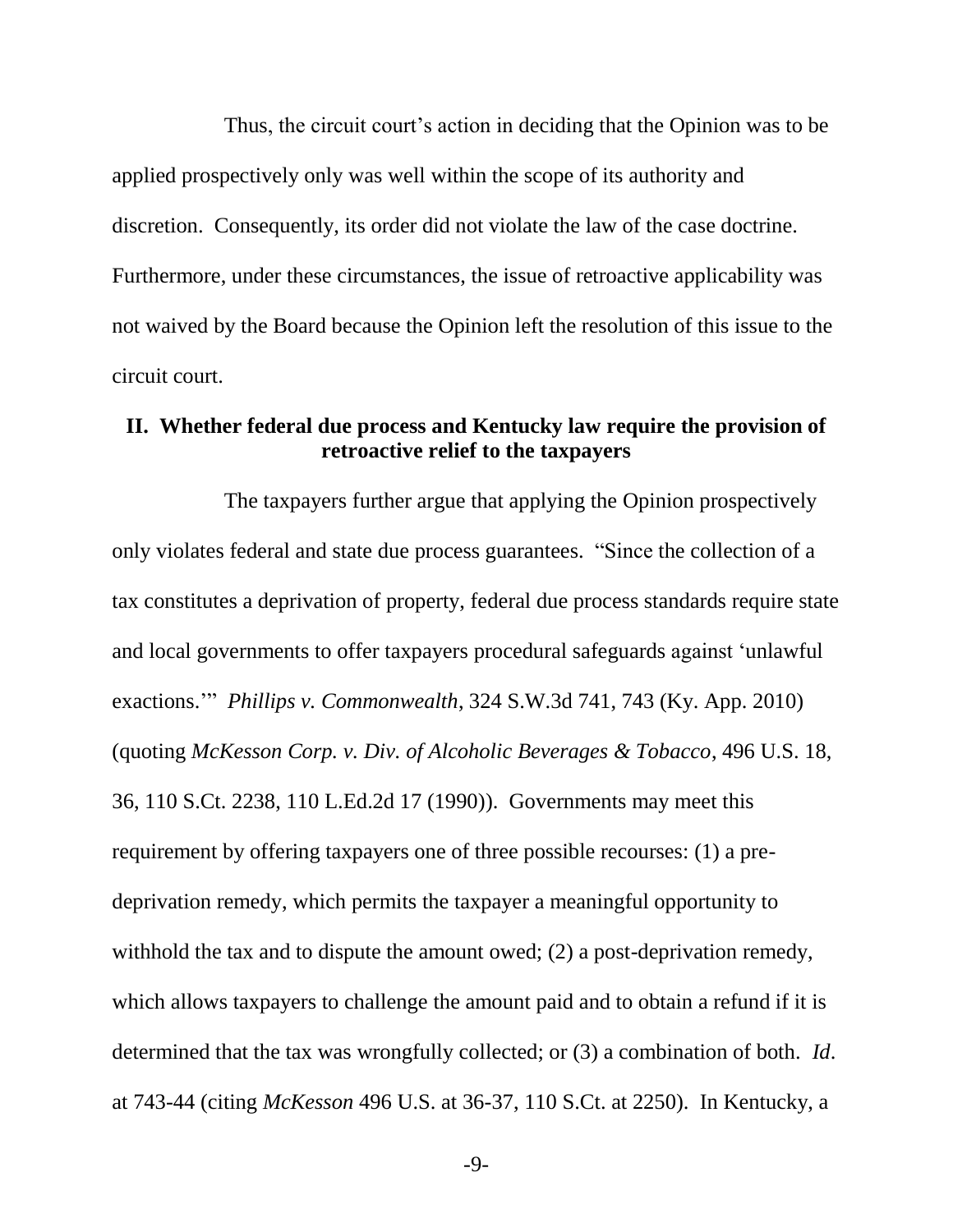Thus, the circuit court's action in deciding that the Opinion was to be applied prospectively only was well within the scope of its authority and discretion. Consequently, its order did not violate the law of the case doctrine. Furthermore, under these circumstances, the issue of retroactive applicability was not waived by the Board because the Opinion left the resolution of this issue to the circuit court.

## II. Whether federal due process and Kentucky law require the provision of retroactive relief to the taxpayers

The taxpayers further argue that applying the Opinion prospectively only violates federal and state due process guarantees. "Since the collection of a tax constitutes a deprivation of property, federal due process standards require state and local governments to offer taxpayers procedural safeguards against 'unlawful exactions.'" *Phillips v. Commonwealth*, 324 S.W.3d 741, 743 (Ky. App. 2010) (quoting *McKesson Corp. v. Div. of Alcoholic Beverages & Tobacco*, 496 U.S. 18, 36, 110 S.Ct. 2238, 110 L.Ed.2d 17 (1990)). Governments may meet this requirement by offering taxpayers one of three possible recourses: (1) a pre-deprivation remedy, which permits the taxpayer a meaningful opportunity to withhold the tax and to dispute the amount owed; (2) a post-deprivation remedy, which allows taxpayers to challenge the amount paid and to obtain a refund if it is determined that the tax was wrongfully collected; or (3) a combination of both. *Id*. at 743-44 (citing *McKesson* 496 U.S. at 36-37, 110 S.Ct. at 2250). In Kentucky, a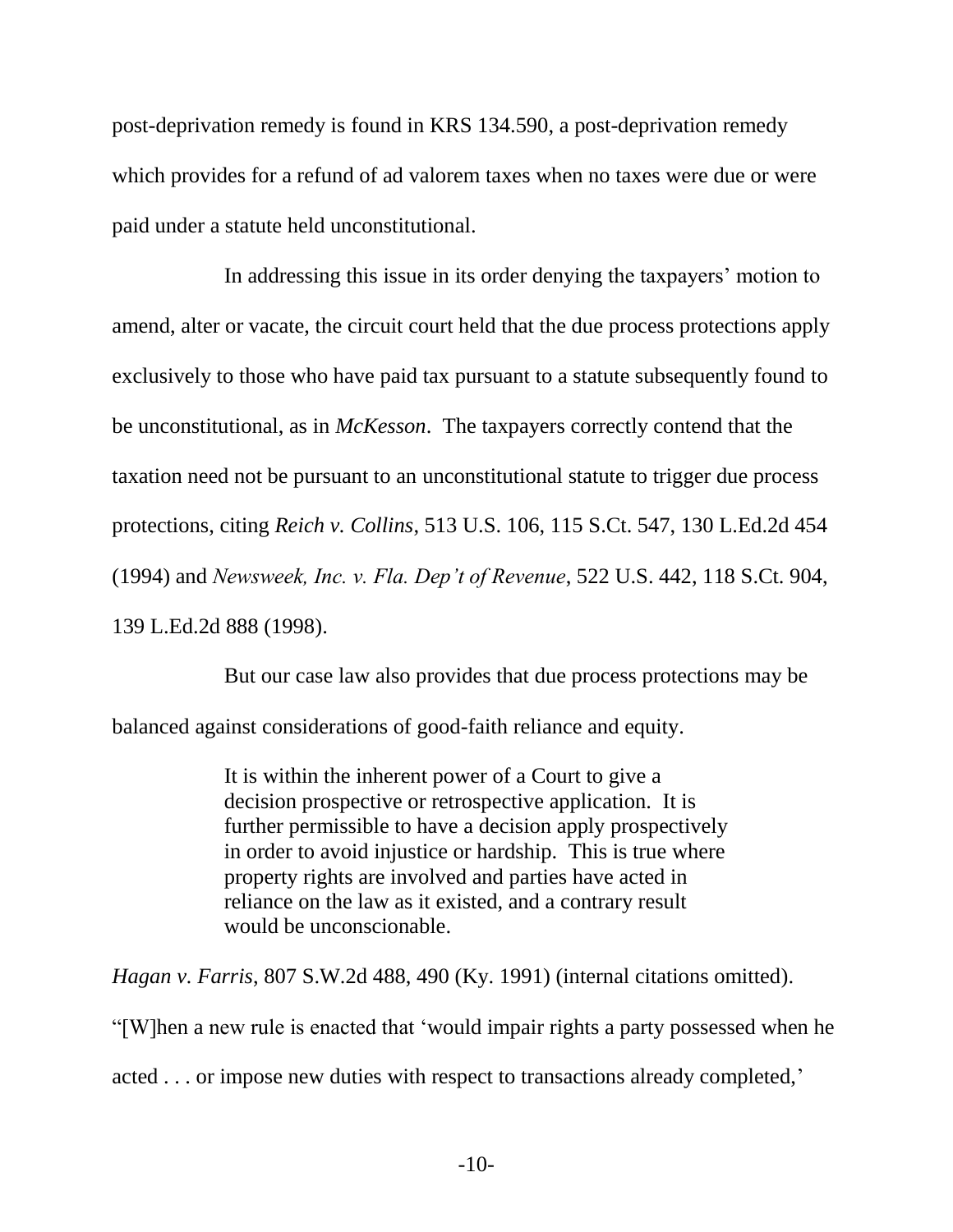post-deprivation remedy is found in KRS 134.590, a post-deprivation remedy which provides for a refund of ad valorem taxes when no taxes were due or were paid under a statute held unconstitutional.

In addressing this issue in its order denying the taxpayers' motion to amend, alter or vacate, the circuit court held that the due process protections apply exclusively to those who have paid tax pursuant to a statute subsequently found to be unconstitutional, as in *McKesson*. The taxpayers correctly contend that the taxation need not be pursuant to an unconstitutional statute to trigger due process protections, citing *Reich v. Collins*, 513 U.S. 106, 115 S.Ct. 547, 130 L.Ed.2d 454 (1994) and *Newsweek, Inc. v. Fla. Dep't of Revenue*, 522 U.S. 442, 118 S.Ct. 904, 139 L.Ed.2d 888 (1998).

But our case law also provides that due process protections may be balanced against considerations of good-faith reliance and equity.

> It is within the inherent power of a Court to give a decision prospective or retrospective application. It is further permissible to have a decision apply prospectively in order to avoid injustice or hardship. This is true where property rights are involved and parties have acted in reliance on the law as it existed, and a contrary result would be unconscionable.

*Hagan v. Farris*, 807 S.W.2d 488, 490 (Ky. 1991) (internal citations omitted). "[W]hen a new rule is enacted that 'would impair rights a party possessed when he acted . . . or impose new duties with respect to transactions already completed,'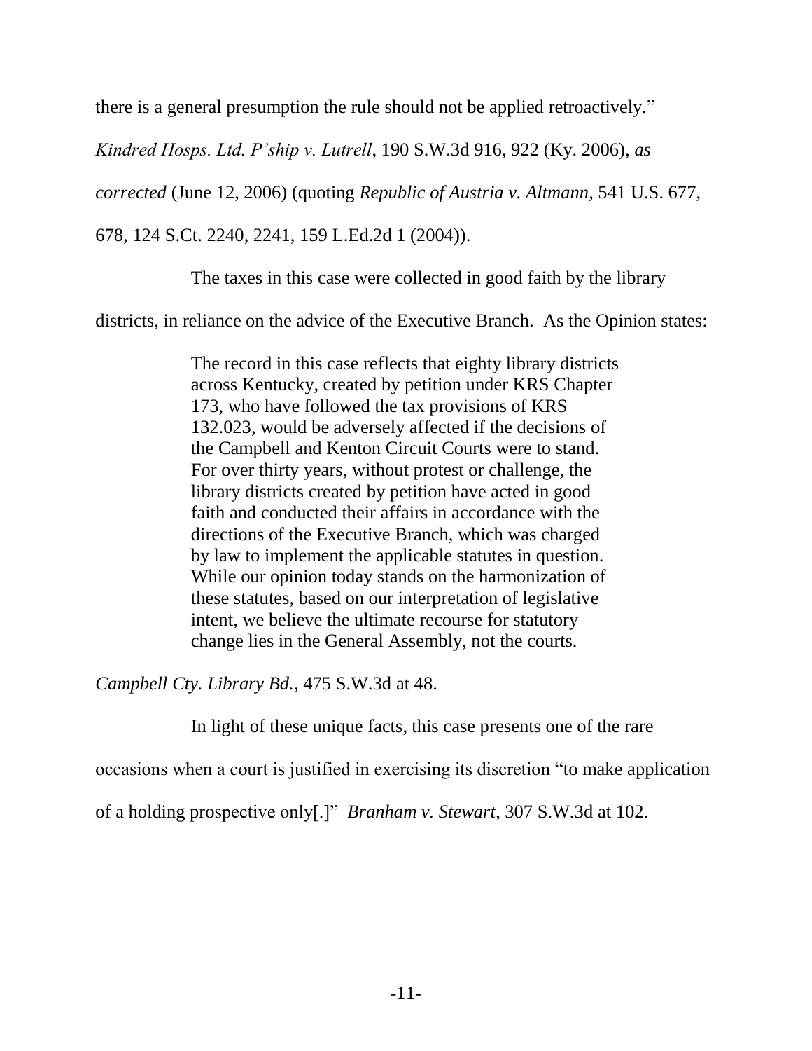there is a general presumption the rule should not be applied retroactively." *Kindred Hosps. Ltd. P'ship v. Lutrell*, 190 S.W.3d 916, 922 (Ky. 2006), *as corrected* (June 12, 2006) (quoting *Republic of Austria v. Altmann*, 541 U.S. 677, 678, 124 S.Ct. 2240, 2241, 159 L.Ed.2d 1 (2004)).

The taxes in this case were collected in good faith by the library districts, in reliance on the advice of the Executive Branch. As the Opinion states:

> The record in this case reflects that eighty library districts across Kentucky, created by petition under KRS Chapter 173, who have followed the tax provisions of KRS 132.023, would be adversely affected if the decisions of the Campbell and Kenton Circuit Courts were to stand. For over thirty years, without protest or challenge, the library districts created by petition have acted in good faith and conducted their affairs in accordance with the directions of the Executive Branch, which was charged by law to implement the applicable statutes in question. While our opinion today stands on the harmonization of these statutes, based on our interpretation of legislative intent, we believe the ultimate recourse for statutory change lies in the General Assembly, not the courts.

*Campbell Cty. Library Bd.*, 475 S.W.3d at 48.

In light of these unique facts, this case presents one of the rare occasions when a court is justified in exercising its discretion "to make application of a holding prospective only[.]" *Branham v. Stewart*, 307 S.W.3d at 102.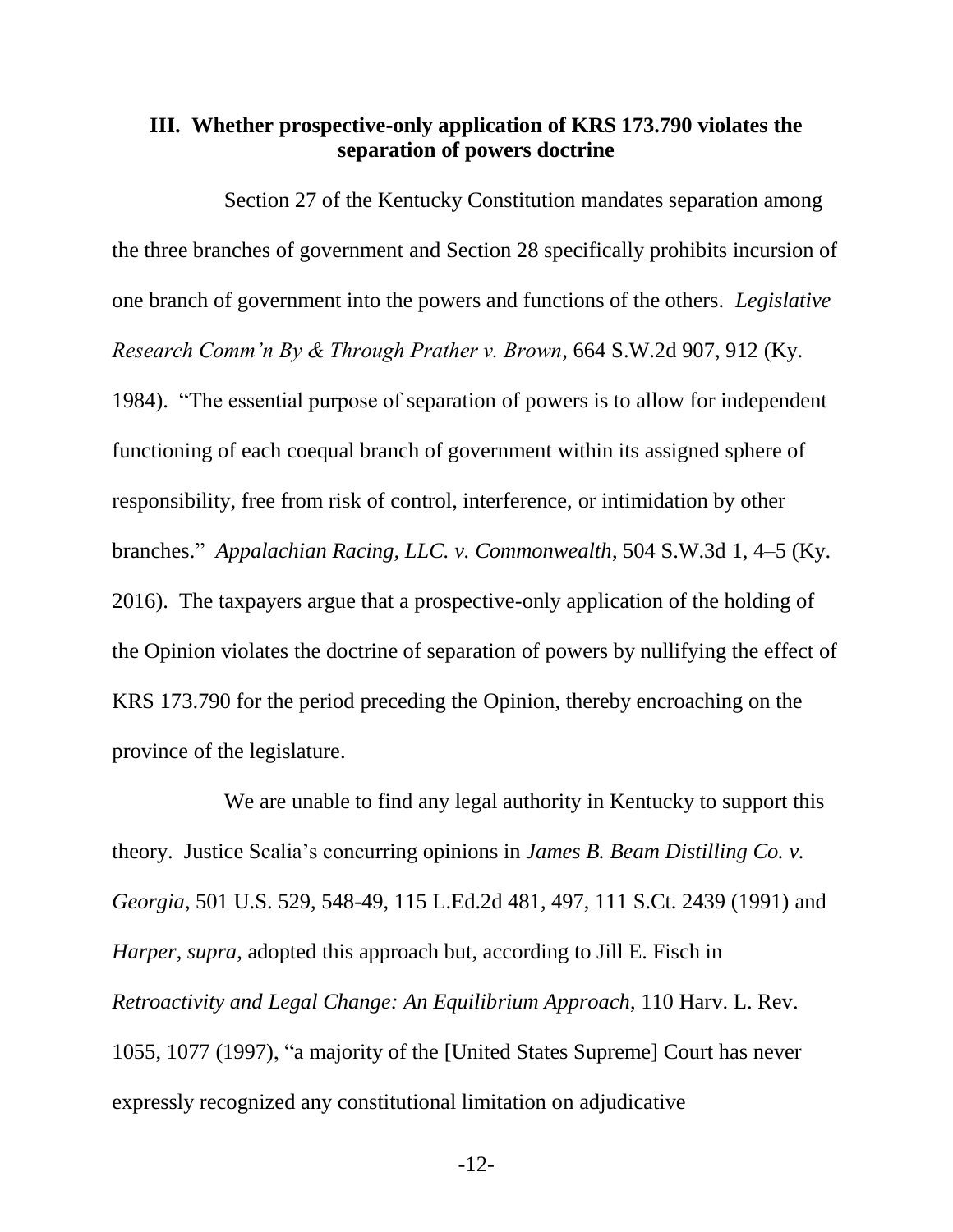### III. Whether prospective-only application of KRS 173.790 violates the separation of powers doctrine

Section 27 of the Kentucky Constitution mandates separation among the three branches of government and Section 28 specifically prohibits incursion of one branch of government into the powers and functions of the others. *Legislative Research Comm'n By & Through Prather v. Brown*, 664 S.W.2d 907, 912 (Ky. 1984). "The essential purpose of separation of powers is to allow for independent functioning of each coequal branch of government within its assigned sphere of responsibility, free from risk of control, interference, or intimidation by other branches." *Appalachian Racing, LLC. v. Commonwealth*, 504 S.W.3d 1, 4–5 (Ky. 2016). The taxpayers argue that a prospective-only application of the holding of the Opinion violates the doctrine of separation of powers by nullifying the effect of KRS 173.790 for the period preceding the Opinion, thereby encroaching on the province of the legislature.

We are unable to find any legal authority in Kentucky to support this theory. Justice Scalia's concurring opinions in *James B. Beam Distilling Co. v. Georgia*, 501 U.S. 529, 548-49, 115 L.Ed.2d 481, 497, 111 S.Ct. 2439 (1991) and *Harper*, *supra*, adopted this approach but, according to Jill E. Fisch in *Retroactivity and Legal Change: An Equilibrium Approach*, 110 Harv. L. Rev. 1055, 1077 (1997), "a majority of the [United States Supreme] Court has never expressly recognized any constitutional limitation on adjudicative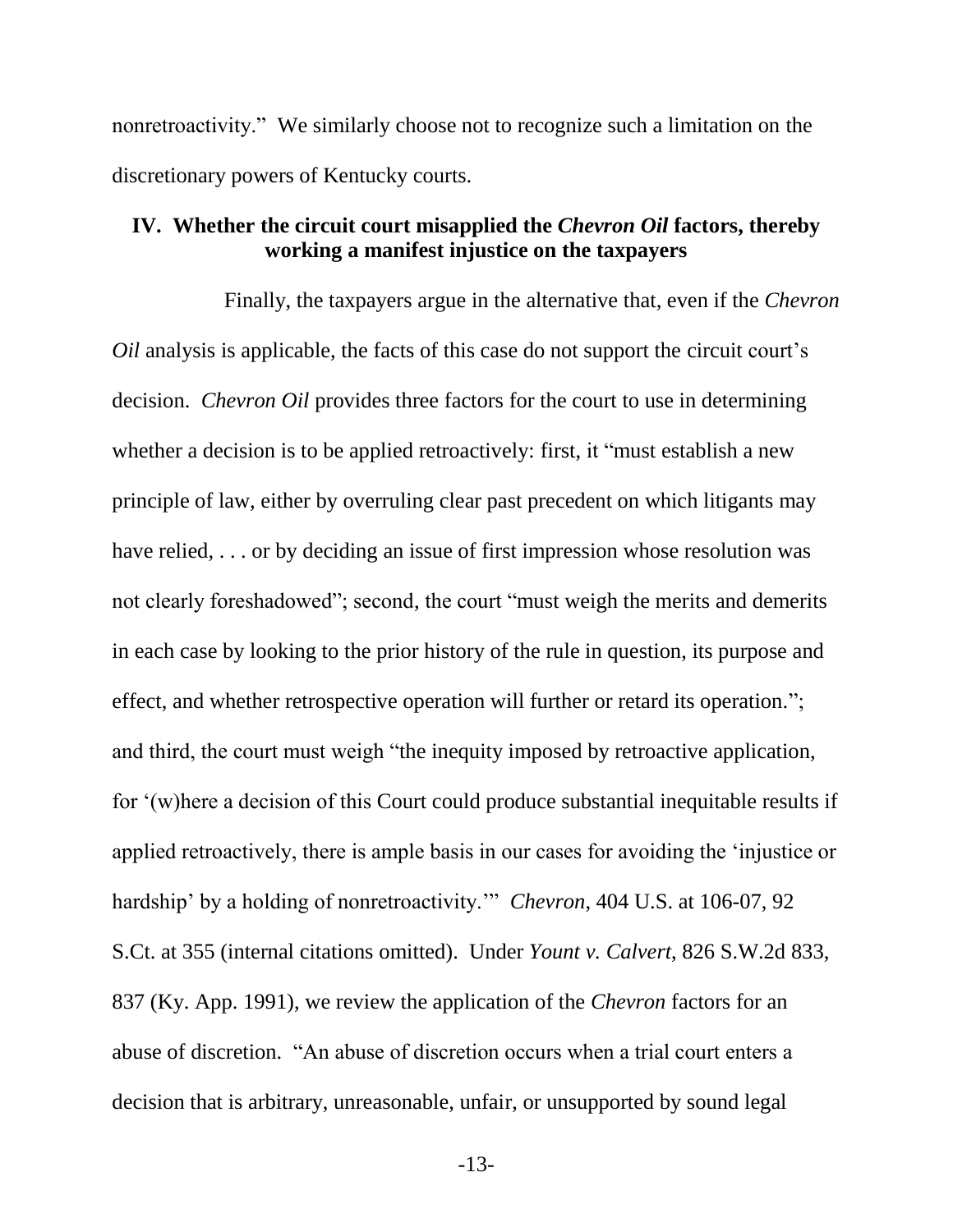nonretroactivity." We similarly choose not to recognize such a limitation on the discretionary powers of Kentucky courts.

## IV. Whether the circuit court misapplied the *Chevron Oil* factors, thereby working a manifest injustice on the taxpayers

Finally, the taxpayers argue in the alternative that, even if the *Chevron Oil* analysis is applicable, the facts of this case do not support the circuit court's decision. *Chevron Oil* provides three factors for the court to use in determining whether a decision is to be applied retroactively: first, it "must establish a new principle of law, either by overruling clear past precedent on which litigants may have relied, . . . or by deciding an issue of first impression whose resolution was not clearly foreshadowed"; second, the court "must weigh the merits and demerits in each case by looking to the prior history of the rule in question, its purpose and effect, and whether retrospective operation will further or retard its operation."; and third, the court must weigh "the inequity imposed by retroactive application, for '(w)here a decision of this Court could produce substantial inequitable results if applied retroactively, there is ample basis in our cases for avoiding the 'injustice or hardship' by a holding of nonretroactivity.'" *Chevron*, 404 U.S. at 106-07, 92 S.Ct. at 355 (internal citations omitted). Under *Yount v. Calvert*, 826 S.W.2d 833, 837 (Ky. App. 1991), we review the application of the *Chevron* factors for an abuse of discretion. "An abuse of discretion occurs when a trial court enters a decision that is arbitrary, unreasonable, unfair, or unsupported by sound legal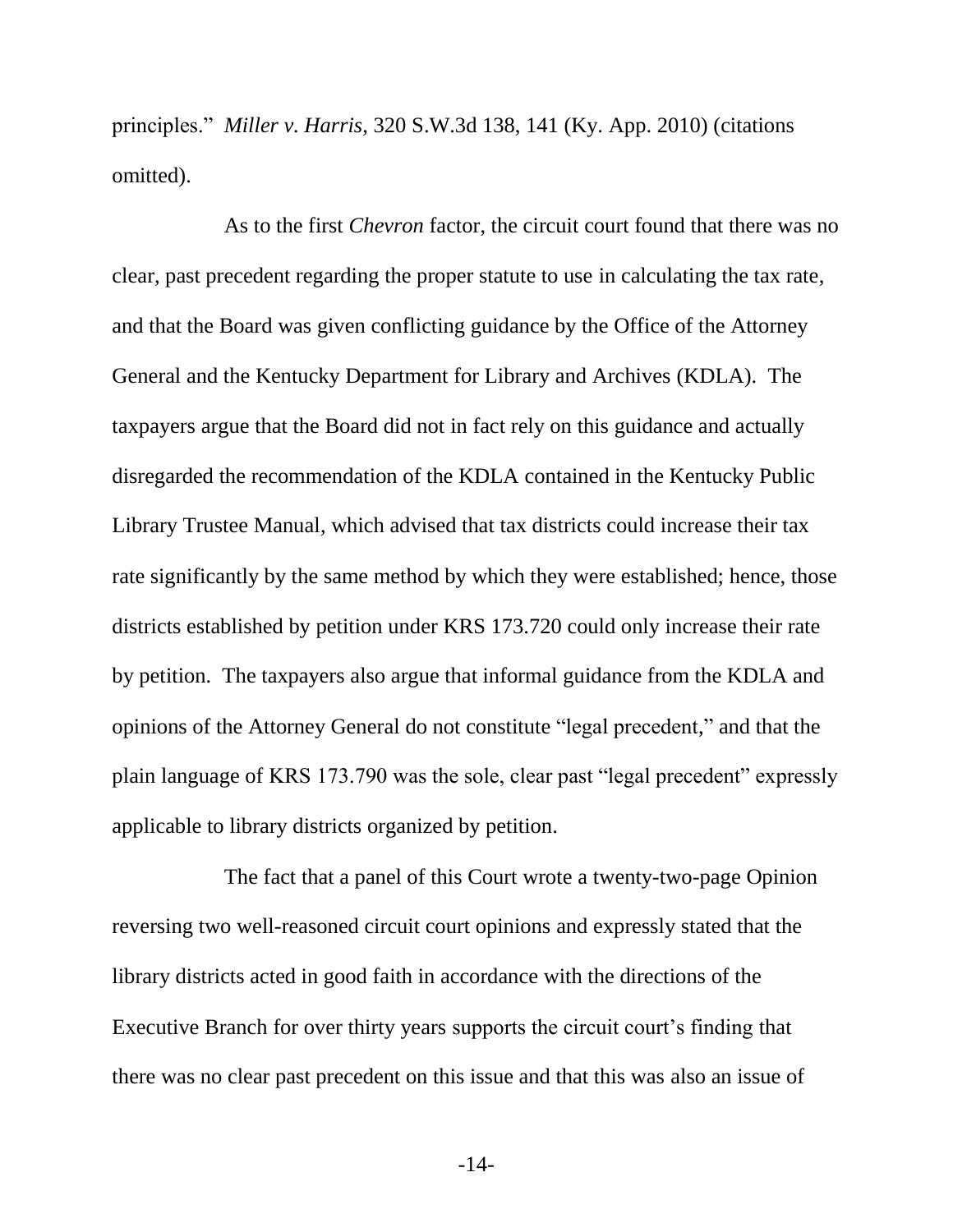principles." *Miller v. Harris*, 320 S.W.3d 138, 141 (Ky. App. 2010) (citations omitted).

As to the first *Chevron* factor, the circuit court found that there was no clear, past precedent regarding the proper statute to use in calculating the tax rate, and that the Board was given conflicting guidance by the Office of the Attorney General and the Kentucky Department for Library and Archives (KDLA). The taxpayers argue that the Board did not in fact rely on this guidance and actually disregarded the recommendation of the KDLA contained in the Kentucky Public Library Trustee Manual, which advised that tax districts could increase their tax rate significantly by the same method by which they were established; hence, those districts established by petition under KRS 173.720 could only increase their rate by petition. The taxpayers also argue that informal guidance from the KDLA and opinions of the Attorney General do not constitute "legal precedent," and that the plain language of KRS 173.790 was the sole, clear past "legal precedent" expressly applicable to library districts organized by petition.

The fact that a panel of this Court wrote a twenty-two-page Opinion reversing two well-reasoned circuit court opinions and expressly stated that the library districts acted in good faith in accordance with the directions of the Executive Branch for over thirty years supports the circuit court's finding that there was no clear past precedent on this issue and that this was also an issue of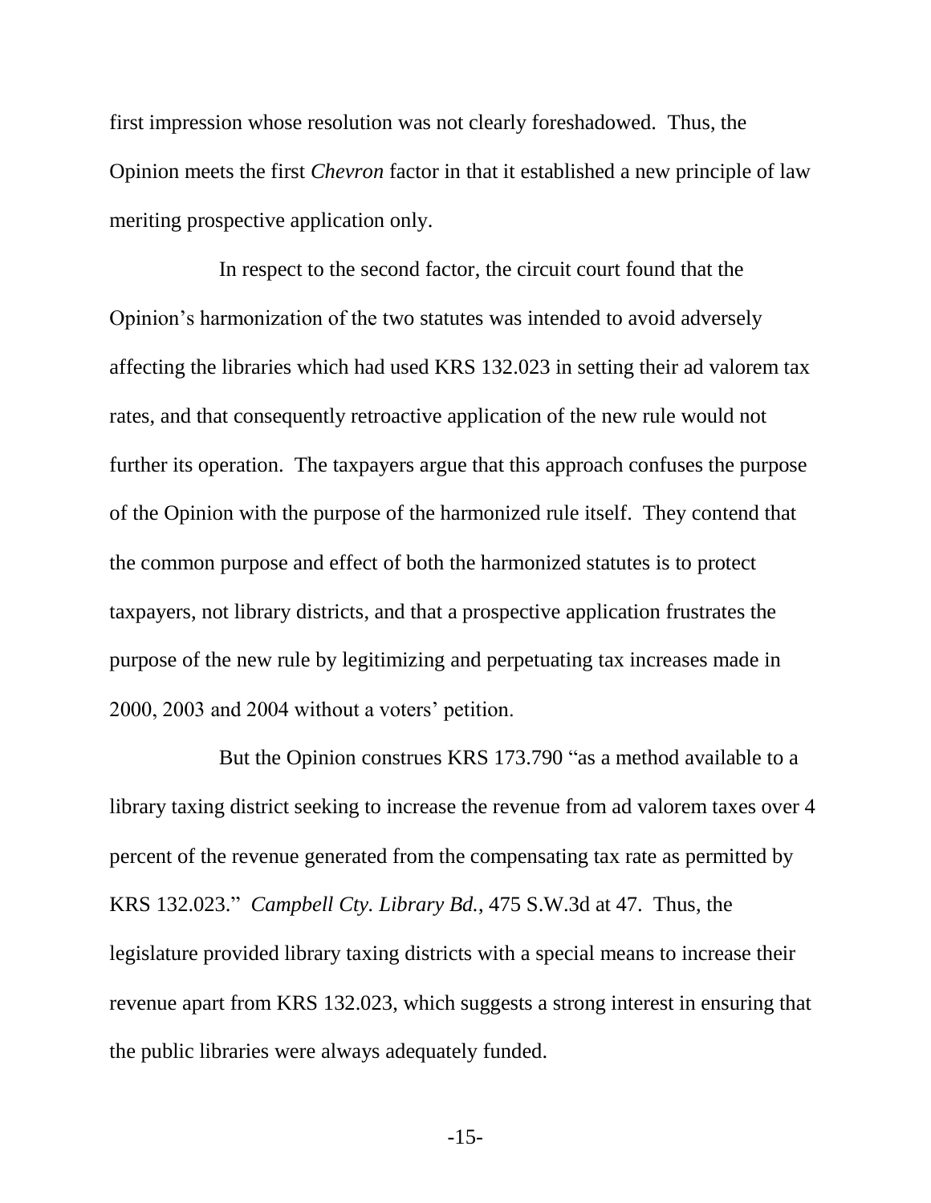first impression whose resolution was not clearly foreshadowed. Thus, the Opinion meets the first *Chevron* factor in that it established a new principle of law meriting prospective application only.

In respect to the second factor, the circuit court found that the Opinion's harmonization of the two statutes was intended to avoid adversely affecting the libraries which had used KRS 132.023 in setting their ad valorem tax rates, and that consequently retroactive application of the new rule would not further its operation. The taxpayers argue that this approach confuses the purpose of the Opinion with the purpose of the harmonized rule itself. They contend that the common purpose and effect of both the harmonized statutes is to protect taxpayers, not library districts, and that a prospective application frustrates the purpose of the new rule by legitimizing and perpetuating tax increases made in 2000, 2003 and 2004 without a voters' petition.

But the Opinion construes KRS 173.790 "as a method available to a library taxing district seeking to increase the revenue from ad valorem taxes over 4 percent of the revenue generated from the compensating tax rate as permitted by KRS 132.023." *Campbell Cty. Library Bd.*, 475 S.W.3d at 47. Thus, the legislature provided library taxing districts with a special means to increase their revenue apart from KRS 132.023, which suggests a strong interest in ensuring that the public libraries were always adequately funded.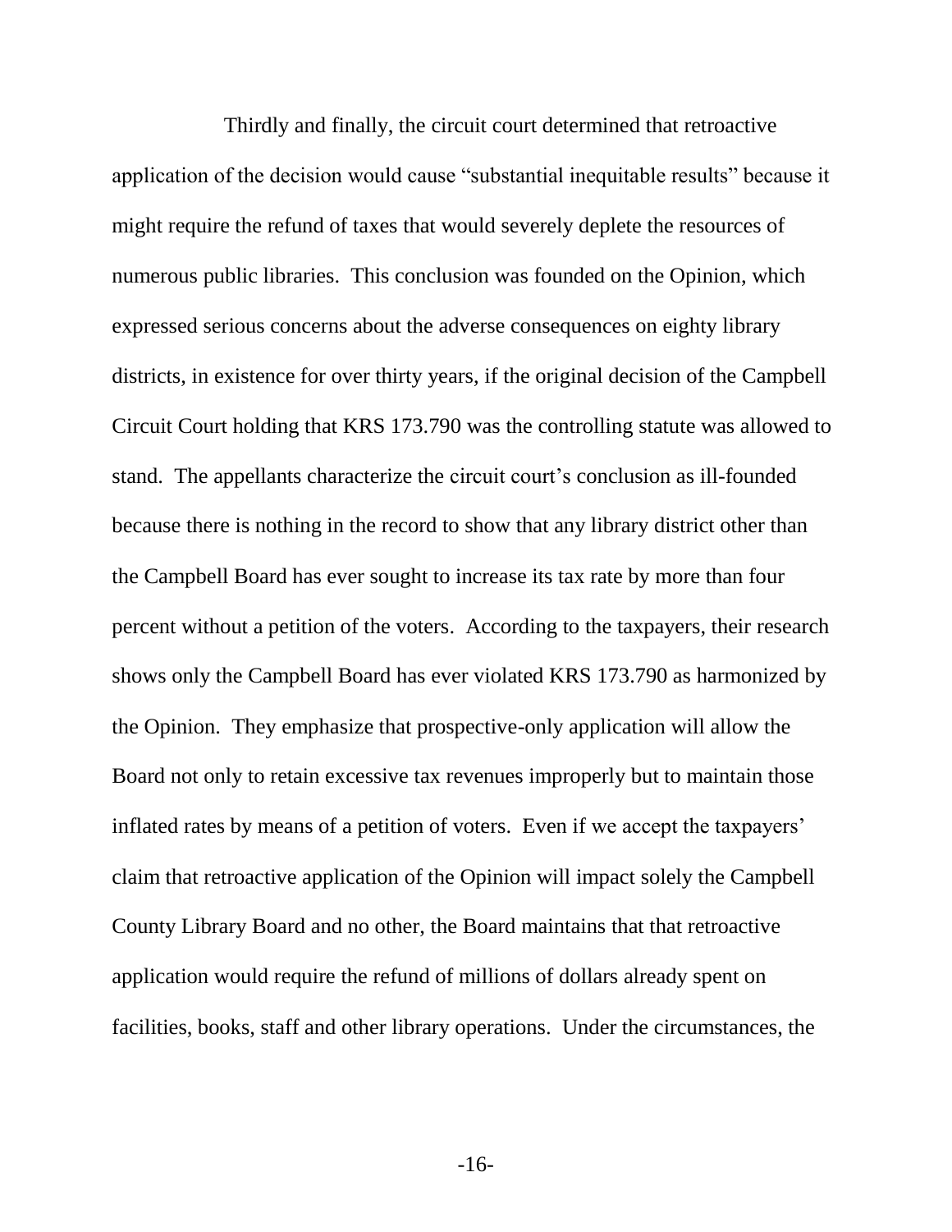Thirdly and finally, the circuit court determined that retroactive application of the decision would cause "substantial inequitable results" because it might require the refund of taxes that would severely deplete the resources of numerous public libraries. This conclusion was founded on the Opinion, which expressed serious concerns about the adverse consequences on eighty library districts, in existence for over thirty years, if the original decision of the Campbell Circuit Court holding that KRS 173.790 was the controlling statute was allowed to stand. The appellants characterize the circuit court's conclusion as ill-founded because there is nothing in the record to show that any library district other than the Campbell Board has ever sought to increase its tax rate by more than four percent without a petition of the voters. According to the taxpayers, their research shows only the Campbell Board has ever violated KRS 173.790 as harmonized by the Opinion. They emphasize that prospective-only application will allow the Board not only to retain excessive tax revenues improperly but to maintain those inflated rates by means of a petition of voters. Even if we accept the taxpayers' claim that retroactive application of the Opinion will impact solely the Campbell County Library Board and no other, the Board maintains that that retroactive application would require the refund of millions of dollars already spent on facilities, books, staff and other library operations. Under the circumstances, the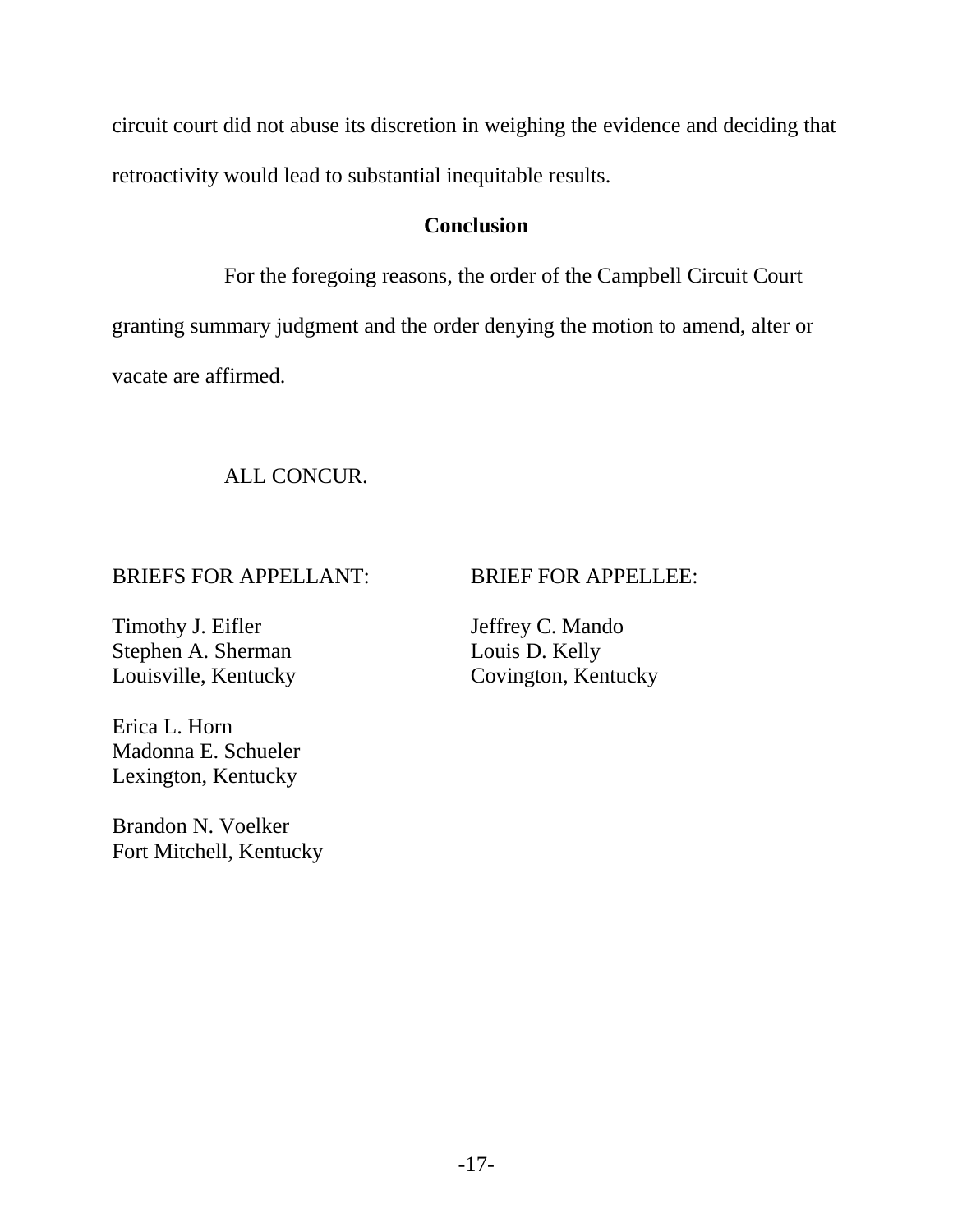circuit court did not abuse its discretion in weighing the evidence and deciding that retroactivity would lead to substantial inequitable results.

## Conclusion

For the foregoing reasons, the order of the Campbell Circuit Court granting summary judgment and the order denying the motion to amend, alter or vacate are affirmed.

ALL CONCUR.

BRIEFS FOR APPELLANT:

Timothy J. Eifler
Stephen A. Sherman
Louisville, Kentucky

Erica L. Horn
Madonna E. Schueler
Lexington, Kentucky

Brandon N. Voelker
Fort Mitchell, Kentucky

BRIEF FOR APPELLEE:

Jeffrey C. Mando
Louis D. Kelly
Covington, Kentucky